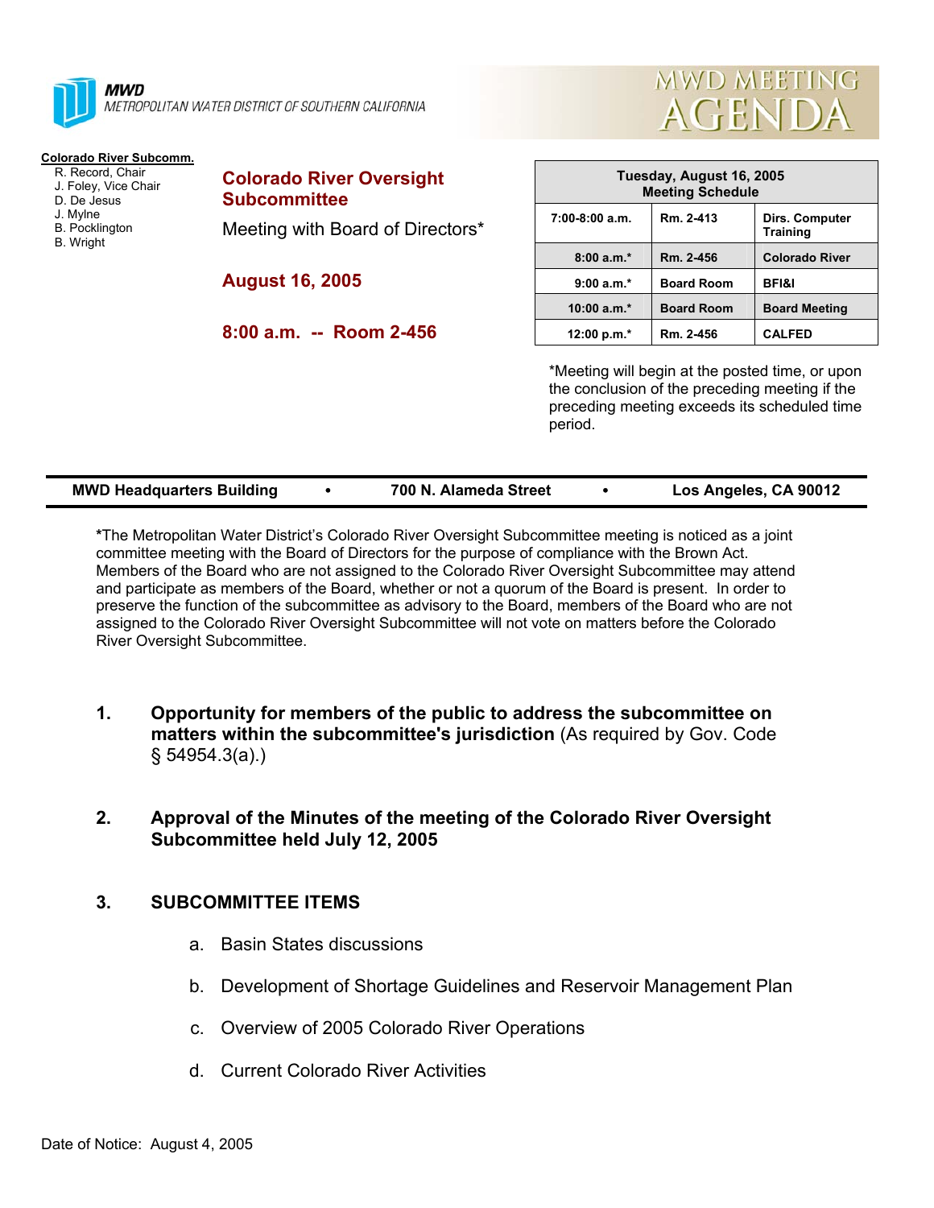**MWD**
METROPOLITAN WATER DISTRICT OF SOUTHERN CALIFORNIA

# MWD MEETING AGENDA

**Colorado River Subcomm.**
R. Record, Chair
J. Foley, Vice Chair
D. De Jesus
J. Mylne
B. Pocklington
B. Wright

## Colorado River Oversight Subcommittee

Meeting with Board of Directors*

**August 16, 2005**

**8:00 a.m. -- Room 2-456**

| Tuesday, August 16, 2005 Meeting Schedule | | |
|---|---|---|
| 7:00-8:00 a.m. | Rm. 2-413 | Dirs. Computer Training |
| 8:00 a.m.* | Rm. 2-456 | Colorado River |
| 9:00 a.m.* | Board Room | BFI&I |
| 10:00 a.m.* | Board Room | Board Meeting |
| 12:00 p.m.* | Rm. 2-456 | CALFED |

*Meeting will begin at the posted time, or upon the conclusion of the preceding meeting if the preceding meeting exceeds its scheduled time period.

**MWD Headquarters Building • 700 N. Alameda Street • Los Angeles, CA 90012**

**\***The Metropolitan Water District's Colorado River Oversight Subcommittee meeting is noticed as a joint committee meeting with the Board of Directors for the purpose of compliance with the Brown Act. Members of the Board who are not assigned to the Colorado River Oversight Subcommittee may attend and participate as members of the Board, whether or not a quorum of the Board is present. In order to preserve the function of the subcommittee as advisory to the Board, members of the Board who are not assigned to the Colorado River Oversight Subcommittee will not vote on matters before the Colorado River Oversight Subcommittee.

1. **Opportunity for members of the public to address the subcommittee on matters within the subcommittee's jurisdiction** (As required by Gov. Code § 54954.3(a).)

2. **Approval of the Minutes of the meeting of the Colorado River Oversight Subcommittee held July 12, 2005**

3. **SUBCOMMITTEE ITEMS**

   a. Basin States discussions

   b. Development of Shortage Guidelines and Reservoir Management Plan

   c. Overview of 2005 Colorado River Operations

   d. Current Colorado River Activities

Date of Notice: August 4, 2005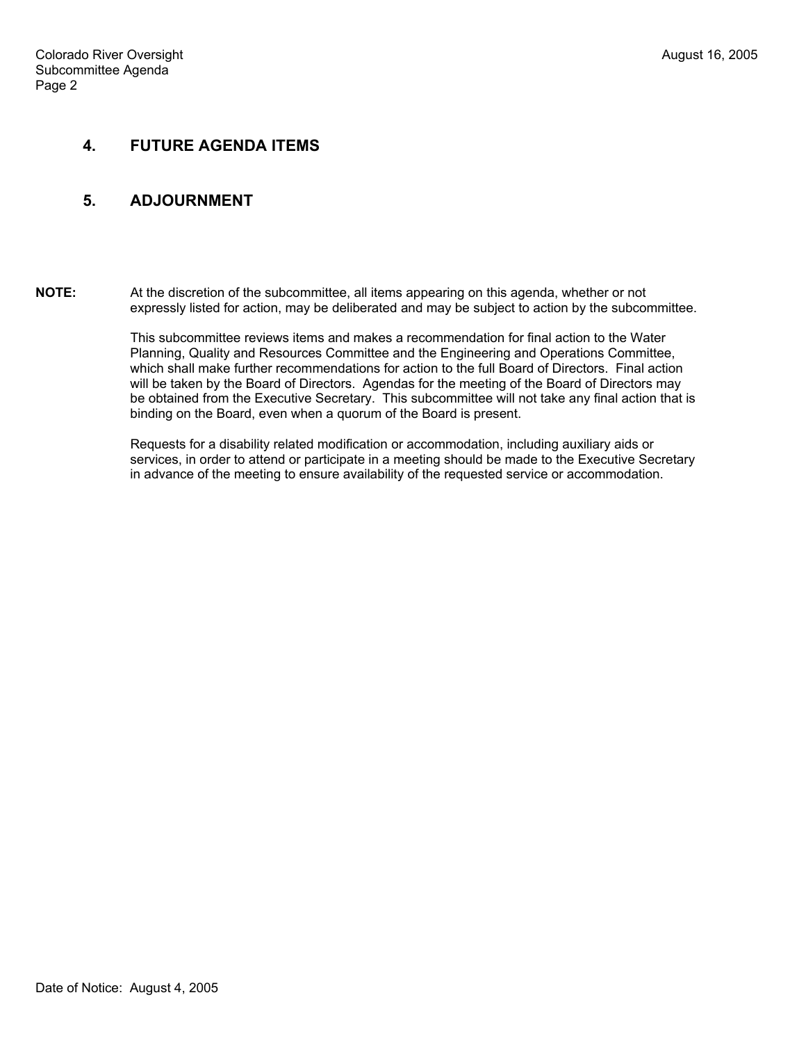## 4. FUTURE AGENDA ITEMS

## 5. ADJOURNMENT

**NOTE:** At the discretion of the subcommittee, all items appearing on this agenda, whether or not expressly listed for action, may be deliberated and may be subject to action by the subcommittee.

This subcommittee reviews items and makes a recommendation for final action to the Water Planning, Quality and Resources Committee and the Engineering and Operations Committee, which shall make further recommendations for action to the full Board of Directors. Final action will be taken by the Board of Directors. Agendas for the meeting of the Board of Directors may be obtained from the Executive Secretary. This subcommittee will not take any final action that is binding on the Board, even when a quorum of the Board is present.

Requests for a disability related modification or accommodation, including auxiliary aids or services, in order to attend or participate in a meeting should be made to the Executive Secretary in advance of the meeting to ensure availability of the requested service or accommodation.

Date of Notice: August 4, 2005